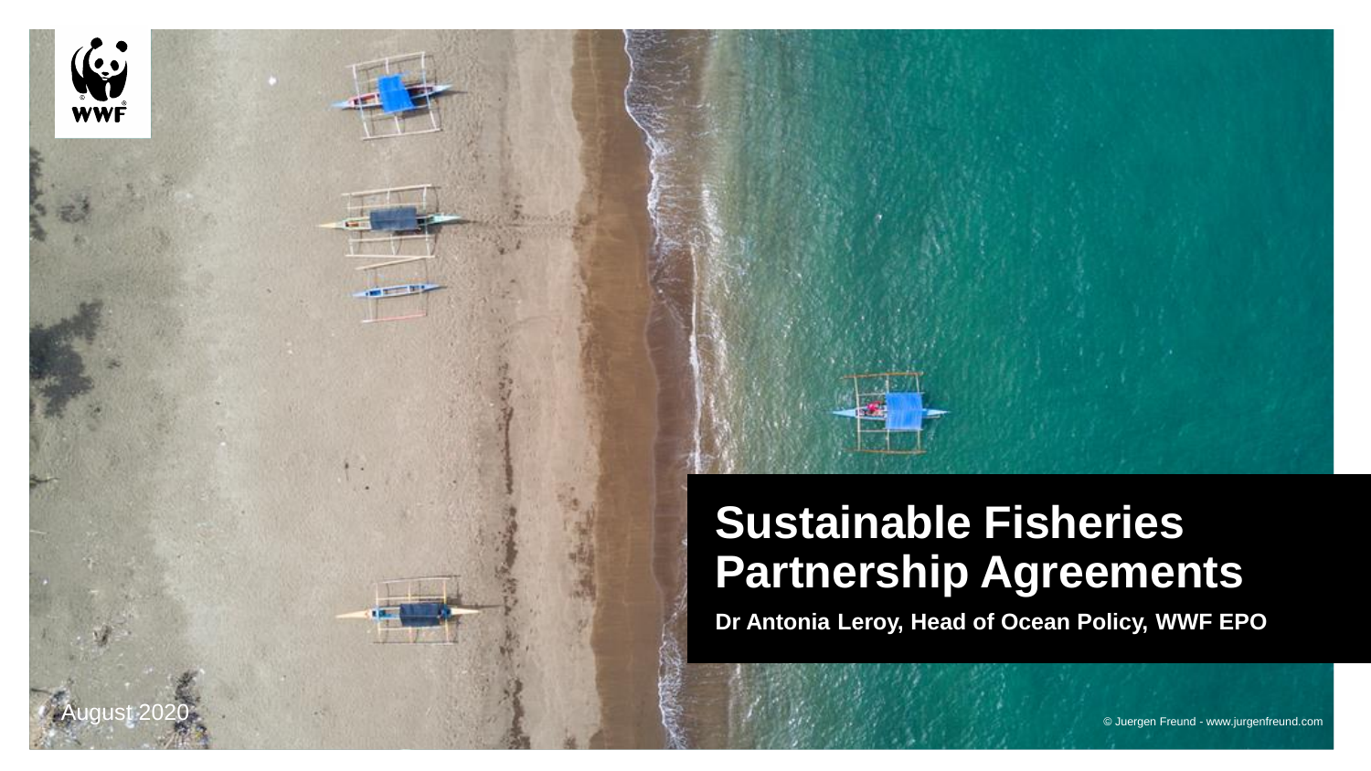# Sustainable Fisheries Partnership Agreements

**Dr Antonia Leroy, Head of Ocean Policy, WWF EPO**

August 2020

© Juergen Freund - www.jurgenfreund.com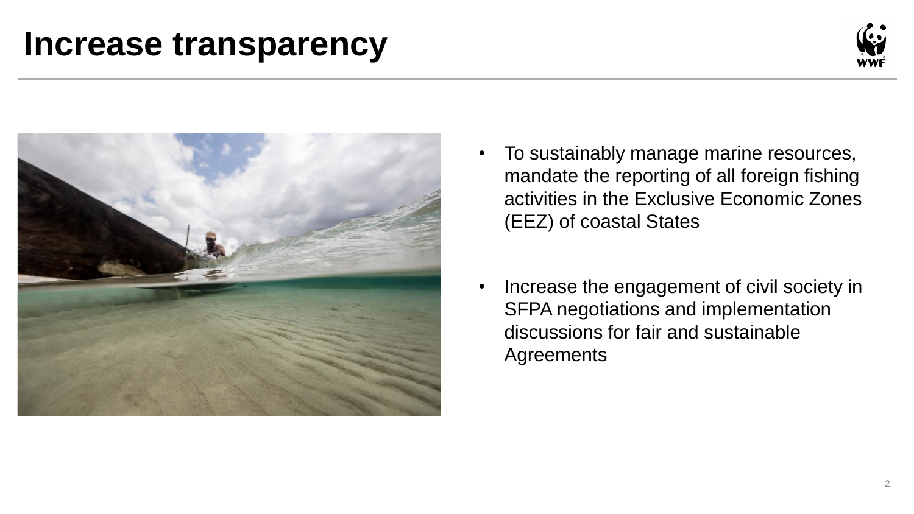# Increase transparency

- To sustainably manage marine resources, mandate the reporting of all foreign fishing activities in the Exclusive Economic Zones (EEZ) of coastal States
- Increase the engagement of civil society in SFPA negotiations and implementation discussions for fair and sustainable Agreements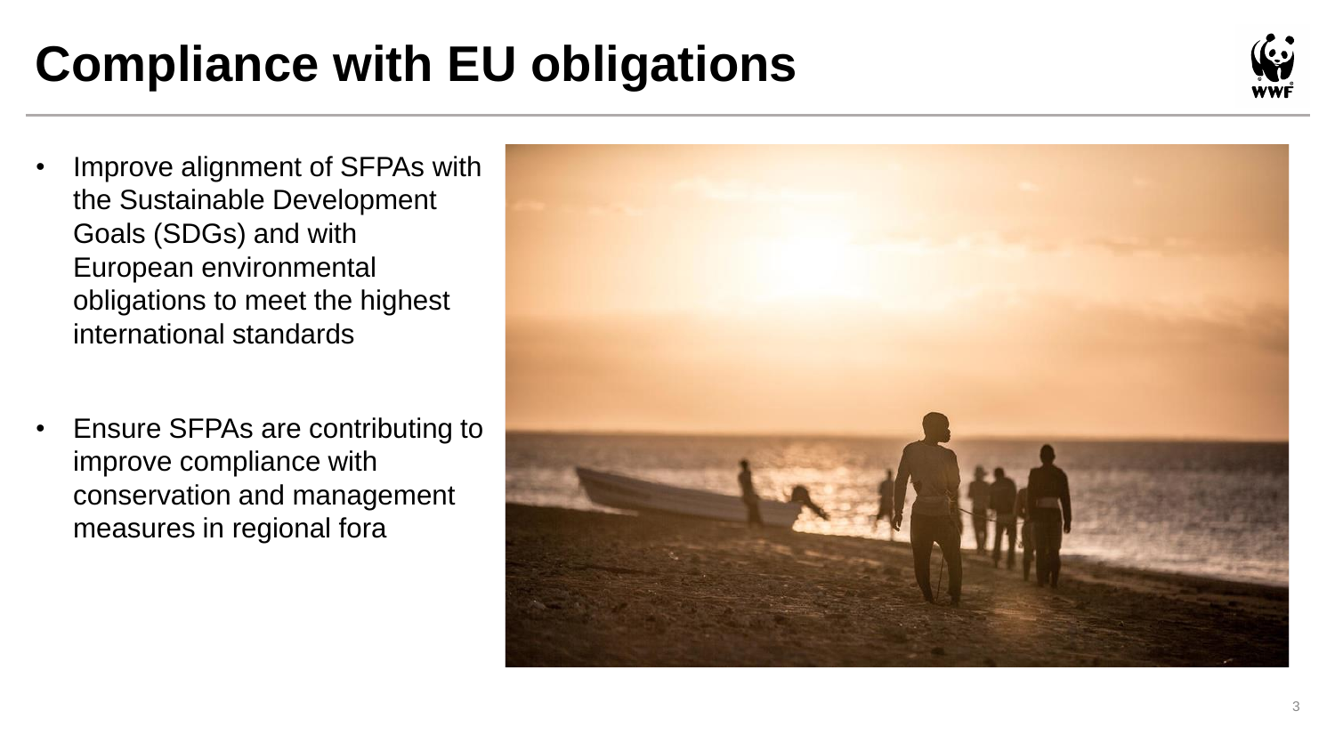# Compliance with EU obligations

- Improve alignment of SFPAs with the Sustainable Development Goals (SDGs) and with European environmental obligations to meet the highest international standards

- Ensure SFPAs are contributing to improve compliance with conservation and management measures in regional fora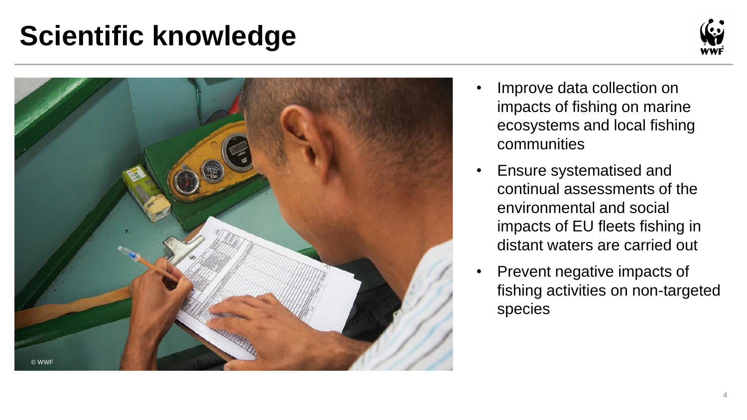# Scientific knowledge

- Improve data collection on impacts of fishing on marine ecosystems and local fishing communities
- Ensure systematised and continual assessments of the environmental and social impacts of EU fleets fishing in distant waters are carried out
- Prevent negative impacts of fishing activities on non-targeted species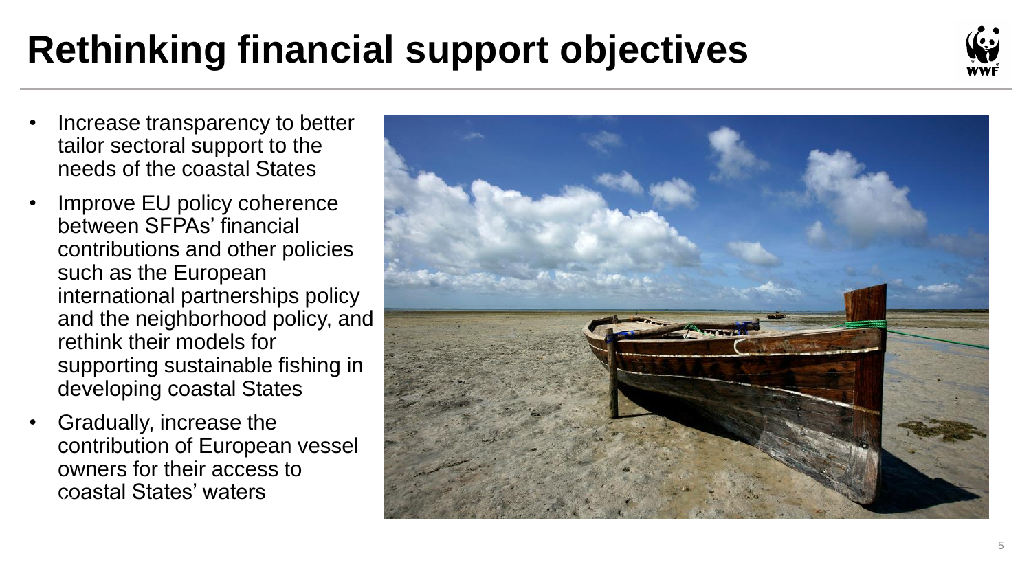# Rethinking financial support objectives

- Increase transparency to better tailor sectoral support to the needs of the coastal States
- Improve EU policy coherence between SFPAs' financial contributions and other policies such as the European international partnerships policy and the neighborhood policy, and rethink their models for supporting sustainable fishing in developing coastal States
- Gradually, increase the contribution of European vessel owners for their access to coastal States' waters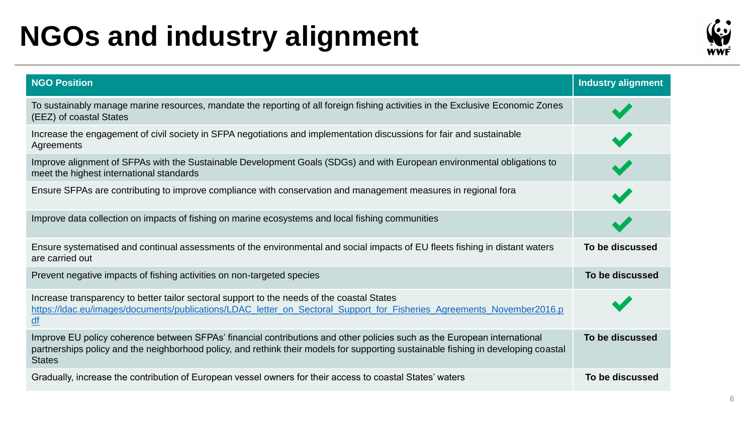# NGOs and industry alignment

| NGO Position | Industry alignment |
|---|---|
| To sustainably manage marine resources, mandate the reporting of all foreign fishing activities in the Exclusive Economic Zones (EEZ) of coastal States | ✔ |
| Increase the engagement of civil society in SFPA negotiations and implementation discussions for fair and sustainable Agreements | ✔ |
| Improve alignment of SFPAs with the Sustainable Development Goals (SDGs) and with European environmental obligations to meet the highest international standards | ✔ |
| Ensure SFPAs are contributing to improve compliance with conservation and management measures in regional fora | ✔ |
| Improve data collection on impacts of fishing on marine ecosystems and local fishing communities | ✔ |
| Ensure systematised and continual assessments of the environmental and social impacts of EU fleets fishing in distant waters are carried out | **To be discussed** |
| Prevent negative impacts of fishing activities on non-targeted species | **To be discussed** |
| Increase transparency to better tailor sectoral support to the needs of the coastal States https://ldac.eu/images/documents/publications/LDAC_letter_on_Sectoral_Support_for_Fisheries_Agreements_November2016.pdf | ✔ |
| Improve EU policy coherence between SFPAs' financial contributions and other policies such as the European international partnerships policy and the neighborhood policy, and rethink their models for supporting sustainable fishing in developing coastal States | **To be discussed** |
| Gradually, increase the contribution of European vessel owners for their access to coastal States' waters | **To be discussed** |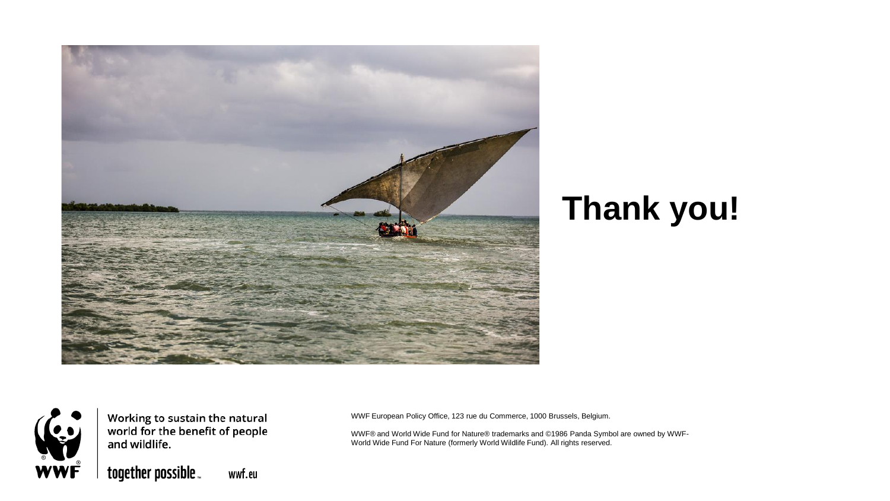# Thank you!

Working to sustain the natural world for the benefit of people and wildlife.

together possible™ wwf.eu

WWF European Policy Office, 123 rue du Commerce, 1000 Brussels, Belgium.

WWF® and World Wide Fund for Nature® trademarks and ©1986 Panda Symbol are owned by WWF-World Wide Fund For Nature (formerly World Wildlife Fund). All rights reserved.